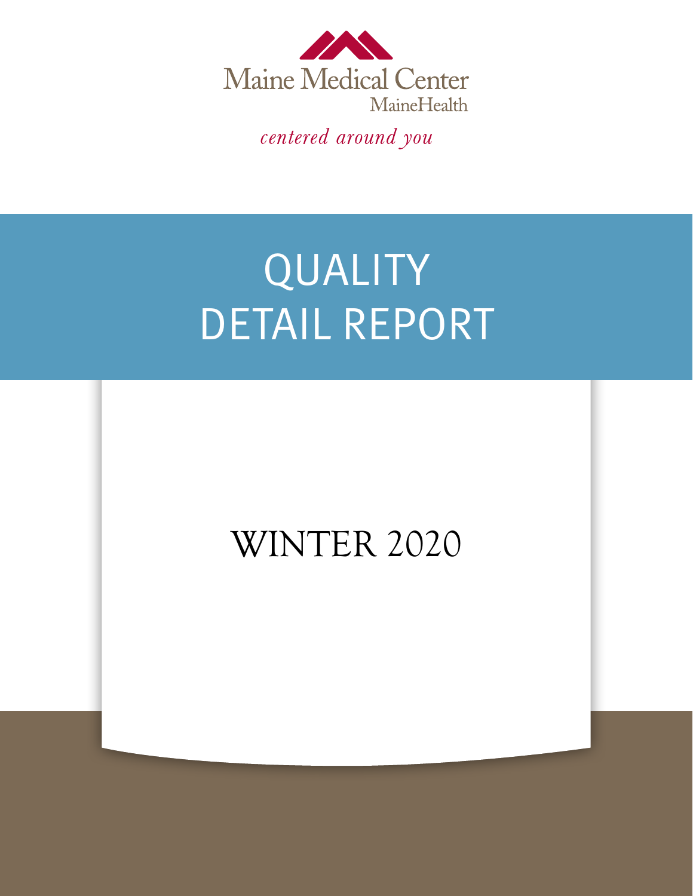Maine Medical Center

MaineHealth

*centered around you*

# QUALITY DETAIL REPORT

## WINTER 2020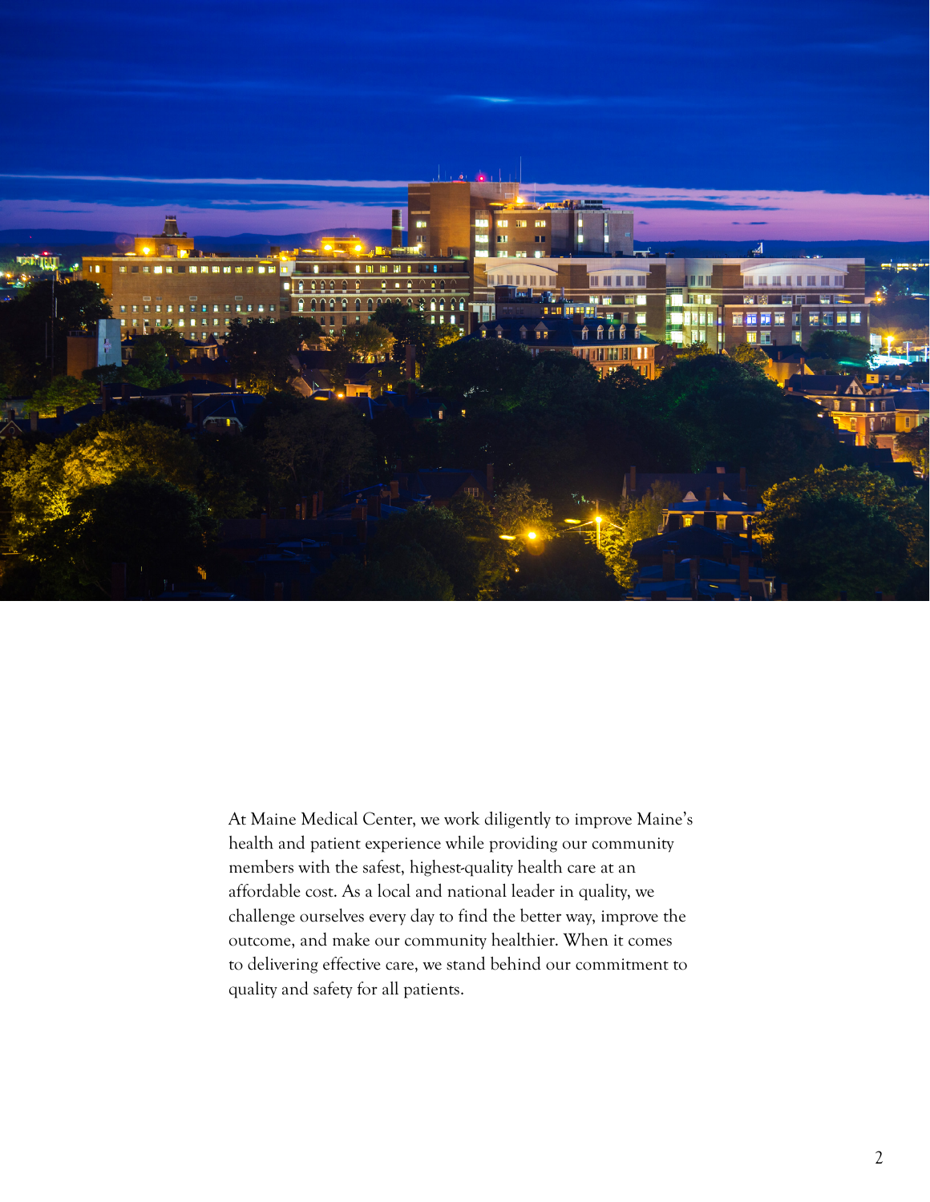At Maine Medical Center, we work diligently to improve Maine's health and patient experience while providing our community members with the safest, highest-quality health care at an affordable cost. As a local and national leader in quality, we challenge ourselves every day to find the better way, improve the outcome, and make our community healthier. When it comes to delivering effective care, we stand behind our commitment to quality and safety for all patients.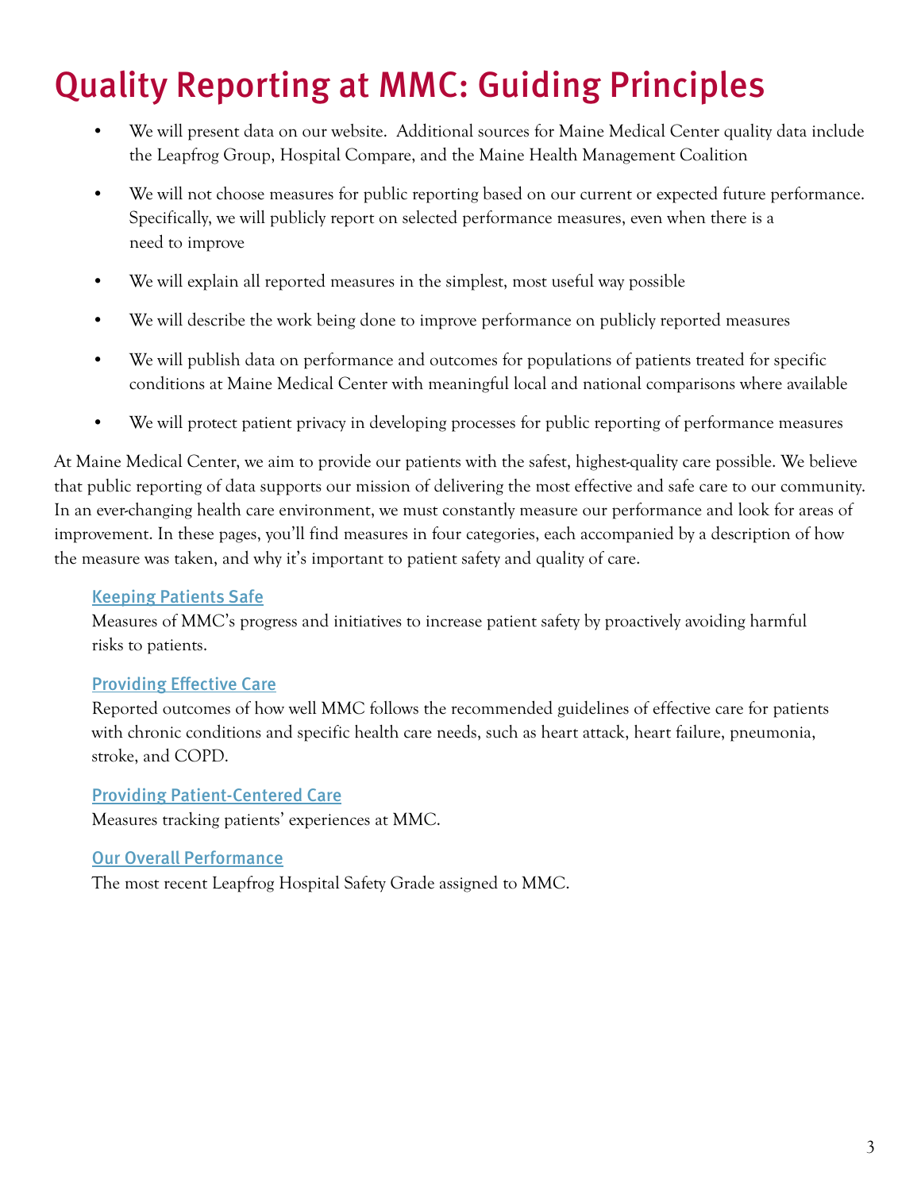# Quality Reporting at MMC: Guiding Principles

- We will present data on our website. Additional sources for Maine Medical Center quality data include the Leapfrog Group, Hospital Compare, and the Maine Health Management Coalition
- We will not choose measures for public reporting based on our current or expected future performance. Specifically, we will publicly report on selected performance measures, even when there is a need to improve
- We will explain all reported measures in the simplest, most useful way possible
- We will describe the work being done to improve performance on publicly reported measures
- We will publish data on performance and outcomes for populations of patients treated for specific conditions at Maine Medical Center with meaningful local and national comparisons where available
- We will protect patient privacy in developing processes for public reporting of performance measures

At Maine Medical Center, we aim to provide our patients with the safest, highest-quality care possible. We believe that public reporting of data supports our mission of delivering the most effective and safe care to our community. In an ever-changing health care environment, we must constantly measure our performance and look for areas of improvement. In these pages, you'll find measures in four categories, each accompanied by a description of how the measure was taken, and why it's important to patient safety and quality of care.

### Keeping Patients Safe

Measures of MMC's progress and initiatives to increase patient safety by proactively avoiding harmful risks to patients.

### Providing Effective Care

Reported outcomes of how well MMC follows the recommended guidelines of effective care for patients with chronic conditions and specific health care needs, such as heart attack, heart failure, pneumonia, stroke, and COPD.

### Providing Patient-Centered Care

Measures tracking patients' experiences at MMC.

### Our Overall Performance

The most recent Leapfrog Hospital Safety Grade assigned to MMC.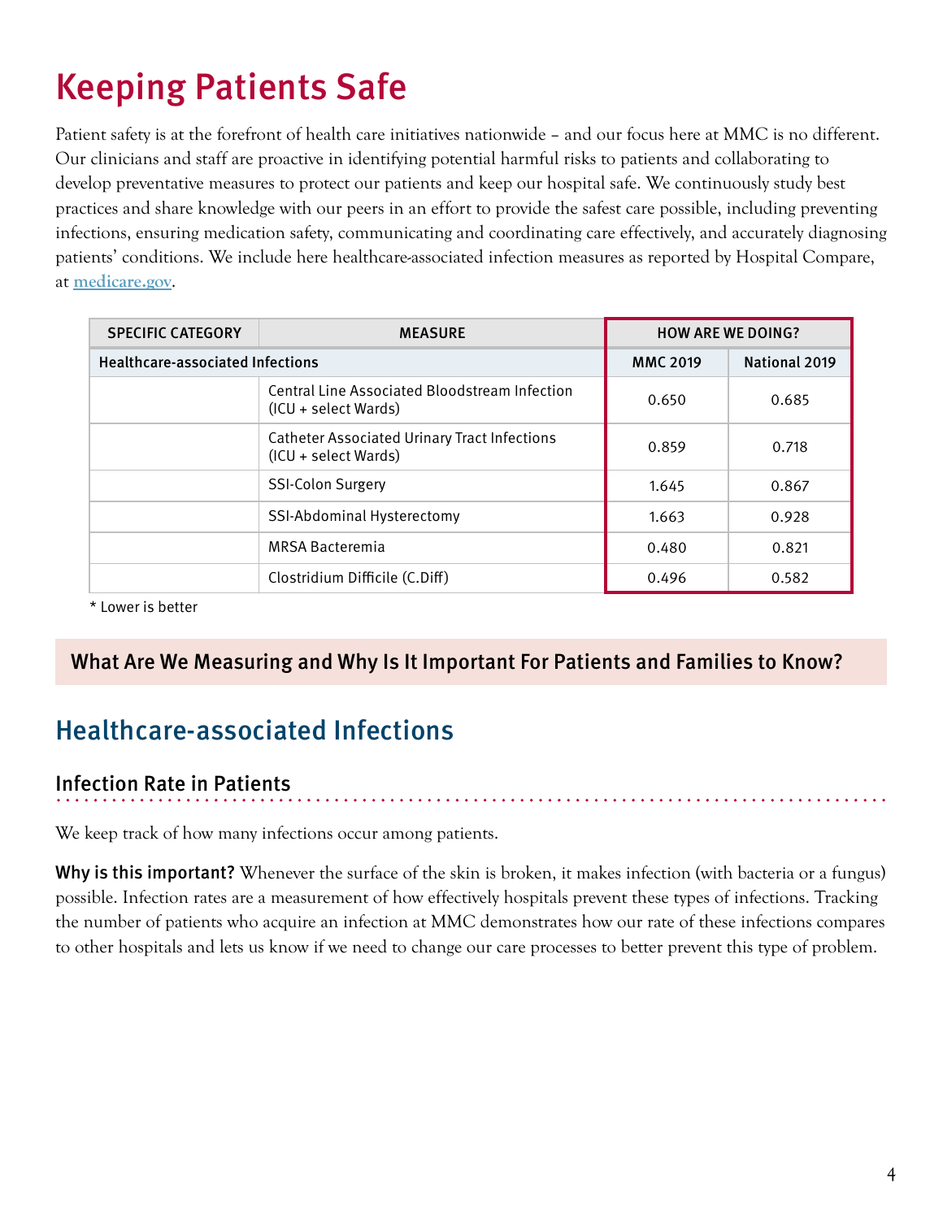# Keeping Patients Safe

Patient safety is at the forefront of health care initiatives nationwide – and our focus here at MMC is no different. Our clinicians and staff are proactive in identifying potential harmful risks to patients and collaborating to develop preventative measures to protect our patients and keep our hospital safe. We continuously study best practices and share knowledge with our peers in an effort to provide the safest care possible, including preventing infections, ensuring medication safety, communicating and coordinating care effectively, and accurately diagnosing patients' conditions. We include here healthcare-associated infection measures as reported by Hospital Compare, at [medicare.gov](medicare.gov).

| SPECIFIC CATEGORY | MEASURE | HOW ARE WE DOING? | |
|---|---|---|---|
| **Healthcare-associated Infections** | | **MMC 2019** | **National 2019** |
| | Central Line Associated Bloodstream Infection (ICU + select Wards) | 0.650 | 0.685 |
| | Catheter Associated Urinary Tract Infections (ICU + select Wards) | 0.859 | 0.718 |
| | SSI-Colon Surgery | 1.645 | 0.867 |
| | SSI-Abdominal Hysterectomy | 1.663 | 0.928 |
| | MRSA Bacteremia | 0.480 | 0.821 |
| | Clostridium Difficile (C.Diff) | 0.496 | 0.582 |

* Lower is better

## What Are We Measuring and Why Is It Important For Patients and Families to Know?

## Healthcare-associated Infections

### Infection Rate in Patients

We keep track of how many infections occur among patients.

**Why is this important?** Whenever the surface of the skin is broken, it makes infection (with bacteria or a fungus) possible. Infection rates are a measurement of how effectively hospitals prevent these types of infections. Tracking the number of patients who acquire an infection at MMC demonstrates how our rate of these infections compares to other hospitals and lets us know if we need to change our care processes to better prevent this type of problem.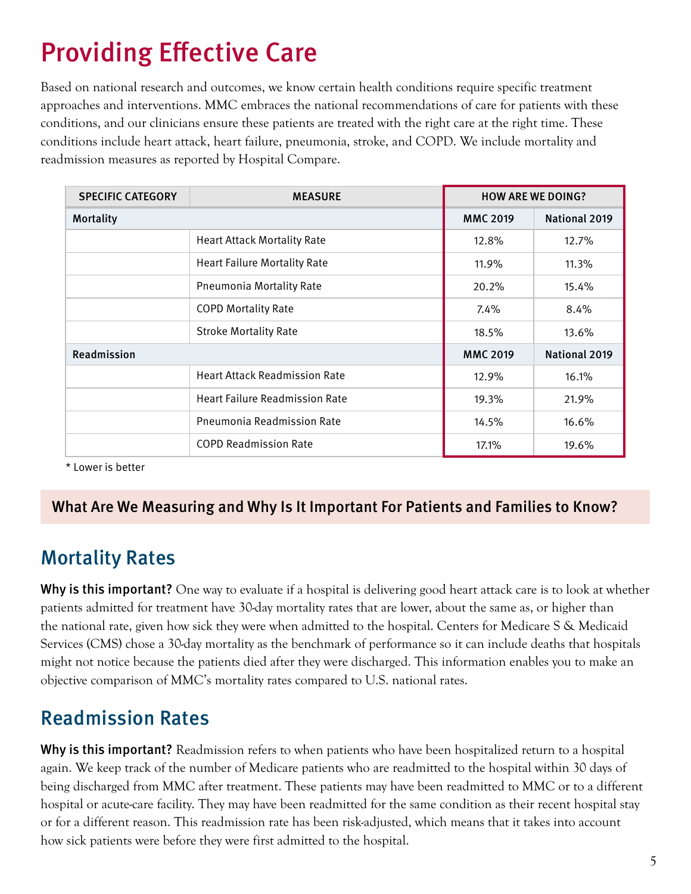# Providing Effective Care

Based on national research and outcomes, we know certain health conditions require specific treatment approaches and interventions. MMC embraces the national recommendations of care for patients with these conditions, and our clinicians ensure these patients are treated with the right care at the right time. These conditions include heart attack, heart failure, pneumonia, stroke, and COPD. We include mortality and readmission measures as reported by Hospital Compare.

| SPECIFIC CATEGORY | MEASURE | HOW ARE WE DOING? | |
|---|---|---|---|
| **Mortality** | | **MMC 2019** | **National 2019** |
| | Heart Attack Mortality Rate | 12.8% | 12.7% |
| | Heart Failure Mortality Rate | 11.9% | 11.3% |
| | Pneumonia Mortality Rate | 20.2% | 15.4% |
| | COPD Mortality Rate | 7.4% | 8.4% |
| | Stroke Mortality Rate | 18.5% | 13.6% |
| **Readmission** | | **MMC 2019** | **National 2019** |
| | Heart Attack Readmission Rate | 12.9% | 16.1% |
| | Heart Failure Readmission Rate | 19.3% | 21.9% |
| | Pneumonia Readmission Rate | 14.5% | 16.6% |
| | COPD Readmission Rate | 17.1% | 19.6% |

* Lower is better

**What Are We Measuring and Why Is It Important For Patients and Families to Know?**

## Mortality Rates

**Why is this important?** One way to evaluate if a hospital is delivering good heart attack care is to look at whether patients admitted for treatment have 30-day mortality rates that are lower, about the same as, or higher than the national rate, given how sick they were when admitted to the hospital. Centers for Medicare S & Medicaid Services (CMS) chose a 30-day mortality as the benchmark of performance so it can include deaths that hospitals might not notice because the patients died after they were discharged. This information enables you to make an objective comparison of MMC's mortality rates compared to U.S. national rates.

## Readmission Rates

**Why is this important?** Readmission refers to when patients who have been hospitalized return to a hospital again. We keep track of the number of Medicare patients who are readmitted to the hospital within 30 days of being discharged from MMC after treatment. These patients may have been readmitted to MMC or to a different hospital or acute-care facility. They may have been readmitted for the same condition as their recent hospital stay or for a different reason. This readmission rate has been risk-adjusted, which means that it takes into account how sick patients were before they were first admitted to the hospital.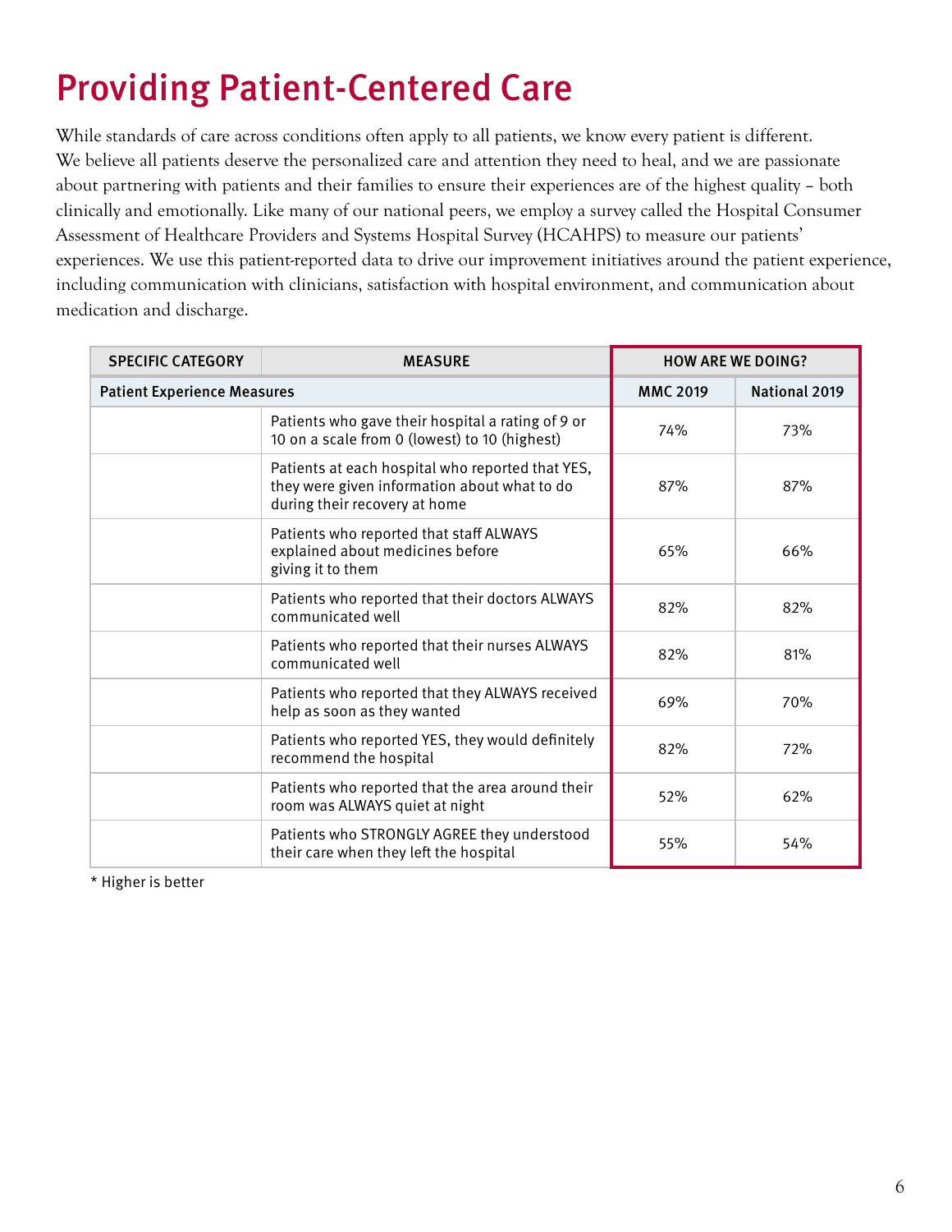# Providing Patient-Centered Care

While standards of care across conditions often apply to all patients, we know every patient is different. We believe all patients deserve the personalized care and attention they need to heal, and we are passionate about partnering with patients and their families to ensure their experiences are of the highest quality – both clinically and emotionally. Like many of our national peers, we employ a survey called the Hospital Consumer Assessment of Healthcare Providers and Systems Hospital Survey (HCAHPS) to measure our patients' experiences. We use this patient-reported data to drive our improvement initiatives around the patient experience, including communication with clinicians, satisfaction with hospital environment, and communication about medication and discharge.

| SPECIFIC CATEGORY | MEASURE | HOW ARE WE DOING? | |
|---|---|---|---|
| **Patient Experience Measures** | | **MMC 2019** | **National 2019** |
| | Patients who gave their hospital a rating of 9 or 10 on a scale from 0 (lowest) to 10 (highest) | 74% | 73% |
| | Patients at each hospital who reported that YES, they were given information about what to do during their recovery at home | 87% | 87% |
| | Patients who reported that staff ALWAYS explained about medicines before giving it to them | 65% | 66% |
| | Patients who reported that their doctors ALWAYS communicated well | 82% | 82% |
| | Patients who reported that their nurses ALWAYS communicated well | 82% | 81% |
| | Patients who reported that they ALWAYS received help as soon as they wanted | 69% | 70% |
| | Patients who reported YES, they would definitely recommend the hospital | 82% | 72% |
| | Patients who reported that the area around their room was ALWAYS quiet at night | 52% | 62% |
| | Patients who STRONGLY AGREE they understood their care when they left the hospital | 55% | 54% |

* Higher is better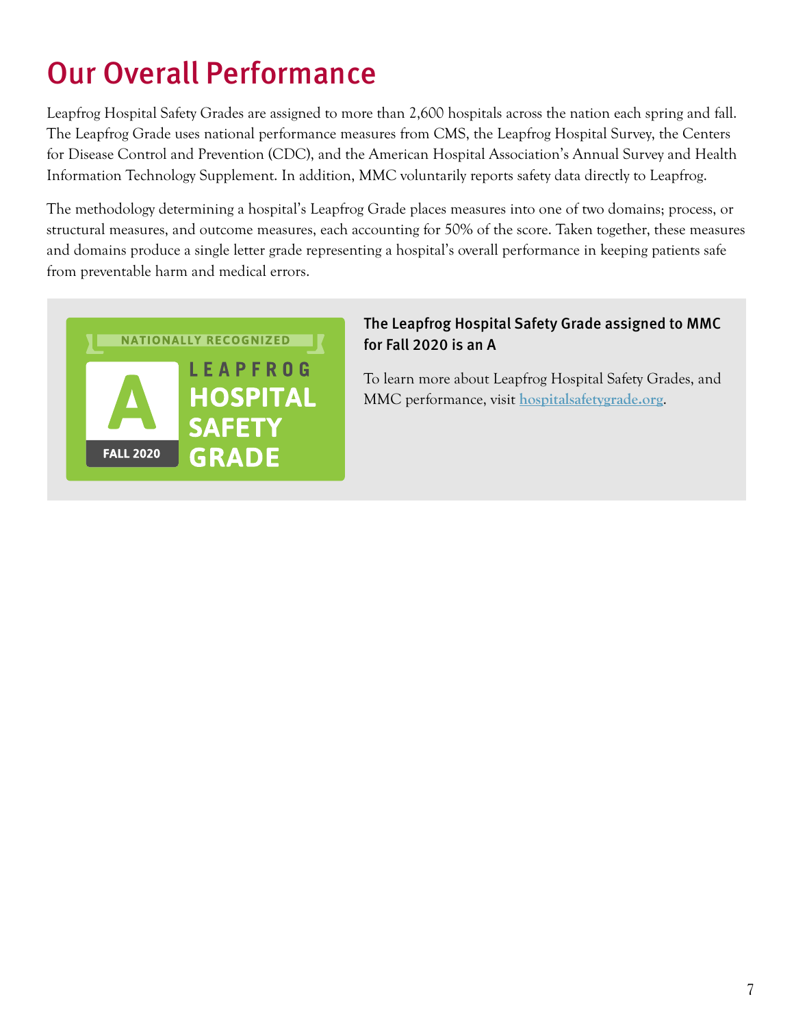# Our Overall Performance

Leapfrog Hospital Safety Grades are assigned to more than 2,600 hospitals across the nation each spring and fall. The Leapfrog Grade uses national performance measures from CMS, the Leapfrog Hospital Survey, the Centers for Disease Control and Prevention (CDC), and the American Hospital Association's Annual Survey and Health Information Technology Supplement. In addition, MMC voluntarily reports safety data directly to Leapfrog.

The methodology determining a hospital's Leapfrog Grade places measures into one of two domains; process, or structural measures, and outcome measures, each accounting for 50% of the score. Taken together, these measures and domains produce a single letter grade representing a hospital's overall performance in keeping patients safe from preventable harm and medical errors.

NATIONALLY RECOGNIZED

A

FALL 2020

LEAPFROG HOSPITAL SAFETY GRADE

**The Leapfrog Hospital Safety Grade assigned to MMC for Fall 2020 is an A**

To learn more about Leapfrog Hospital Safety Grades, and MMC performance, visit **hospitalsafetygrade.org**.